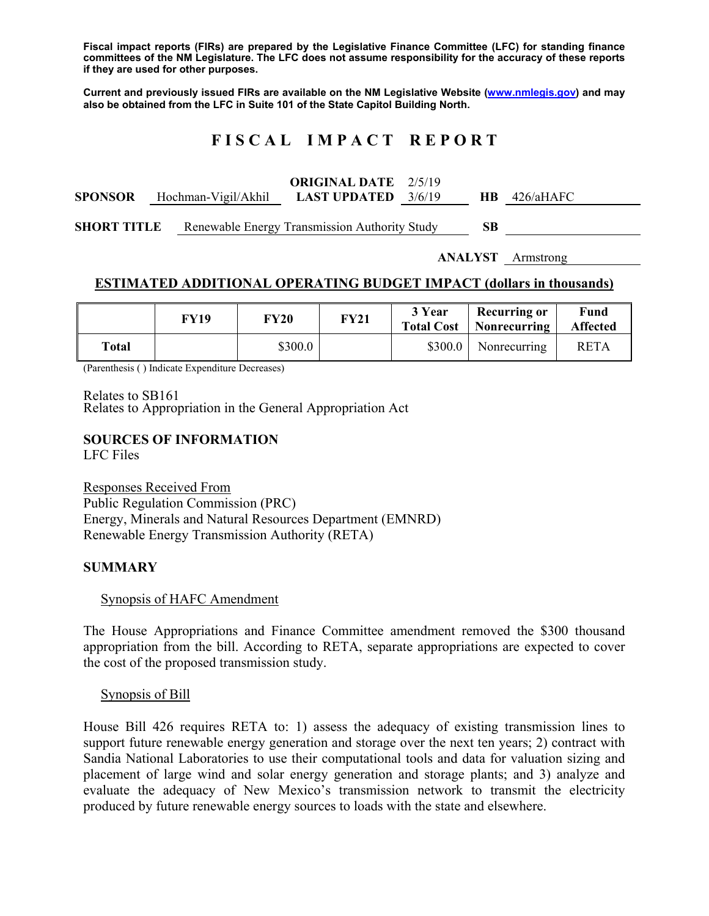**Fiscal impact reports (FIRs) are prepared by the Legislative Finance Committee (LFC) for standing finance committees of the NM Legislature. The LFC does not assume responsibility for the accuracy of these reports if they are used for other purposes.**

**Current and previously issued FIRs are available on the NM Legislative Website (www.nmlegis.gov) and may also be obtained from the LFC in Suite 101 of the State Capitol Building North.**

# FISCAL IMPACT REPORT

**SPONSOR** Hochman-Vigil/Akhil **ORIGINAL DATE** 2/5/19 **LAST UPDATED** 3/6/19 **HB** 426/aHAFC

**SHORT TITLE** Renewable Energy Transmission Authority Study **SB**

**ANALYST** Armstrong

## ESTIMATED ADDITIONAL OPERATING BUDGET IMPACT (dollars in thousands)

| | FY19 | FY20 | FY21 | 3 Year Total Cost | Recurring or Nonrecurring | Fund Affected |
|---|---|---|---|---|---|---|
| **Total** | | $300.0 | | $300.0 | Nonrecurring | RETA |

(Parenthesis ( ) Indicate Expenditure Decreases)

Relates to SB161
Relates to Appropriation in the General Appropriation Act

**SOURCES OF INFORMATION**
LFC Files

Responses Received From
Public Regulation Commission (PRC)
Energy, Minerals and Natural Resources Department (EMNRD)
Renewable Energy Transmission Authority (RETA)

**SUMMARY**

Synopsis of HAFC Amendment

The House Appropriations and Finance Committee amendment removed the $300 thousand appropriation from the bill. According to RETA, separate appropriations are expected to cover the cost of the proposed transmission study.

Synopsis of Bill

House Bill 426 requires RETA to: 1) assess the adequacy of existing transmission lines to support future renewable energy generation and storage over the next ten years; 2) contract with Sandia National Laboratories to use their computational tools and data for valuation sizing and placement of large wind and solar energy generation and storage plants; and 3) analyze and evaluate the adequacy of New Mexico's transmission network to transmit the electricity produced by future renewable energy sources to loads with the state and elsewhere.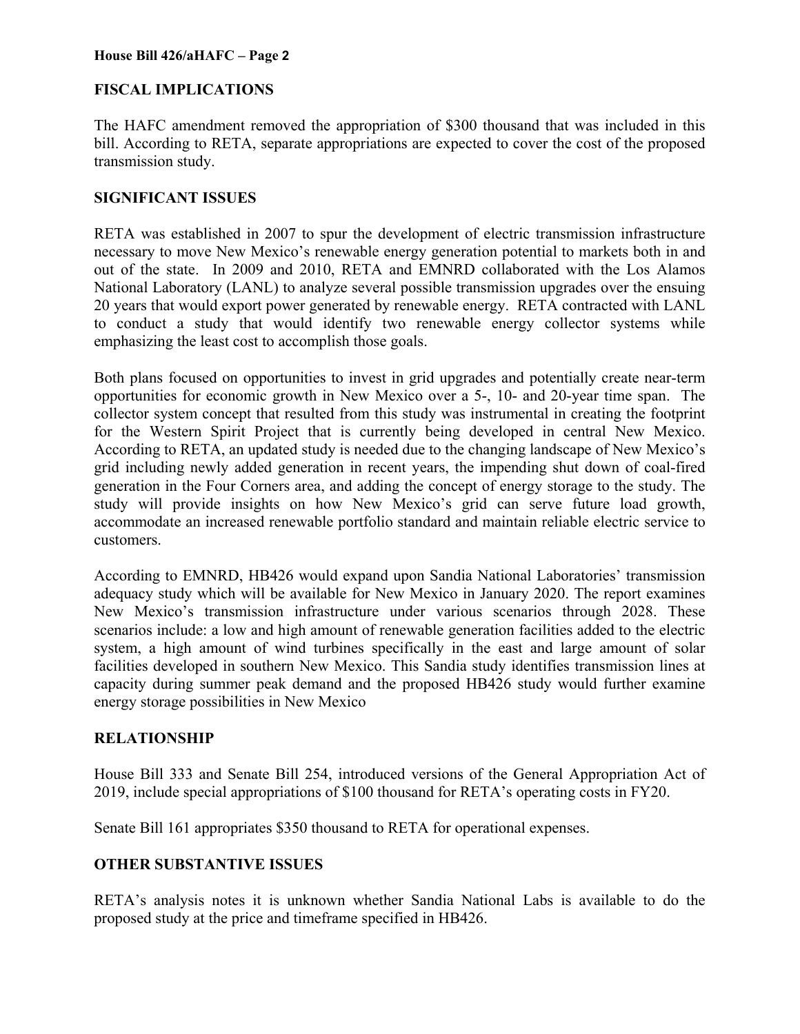## FISCAL IMPLICATIONS

The HAFC amendment removed the appropriation of $300 thousand that was included in this bill. According to RETA, separate appropriations are expected to cover the cost of the proposed transmission study.

## SIGNIFICANT ISSUES

RETA was established in 2007 to spur the development of electric transmission infrastructure necessary to move New Mexico's renewable energy generation potential to markets both in and out of the state. In 2009 and 2010, RETA and EMNRD collaborated with the Los Alamos National Laboratory (LANL) to analyze several possible transmission upgrades over the ensuing 20 years that would export power generated by renewable energy. RETA contracted with LANL to conduct a study that would identify two renewable energy collector systems while emphasizing the least cost to accomplish those goals.

Both plans focused on opportunities to invest in grid upgrades and potentially create near-term opportunities for economic growth in New Mexico over a 5-, 10- and 20-year time span. The collector system concept that resulted from this study was instrumental in creating the footprint for the Western Spirit Project that is currently being developed in central New Mexico. According to RETA, an updated study is needed due to the changing landscape of New Mexico's grid including newly added generation in recent years, the impending shut down of coal-fired generation in the Four Corners area, and adding the concept of energy storage to the study. The study will provide insights on how New Mexico's grid can serve future load growth, accommodate an increased renewable portfolio standard and maintain reliable electric service to customers.

According to EMNRD, HB426 would expand upon Sandia National Laboratories' transmission adequacy study which will be available for New Mexico in January 2020. The report examines New Mexico's transmission infrastructure under various scenarios through 2028. These scenarios include: a low and high amount of renewable generation facilities added to the electric system, a high amount of wind turbines specifically in the east and large amount of solar facilities developed in southern New Mexico. This Sandia study identifies transmission lines at capacity during summer peak demand and the proposed HB426 study would further examine energy storage possibilities in New Mexico

## RELATIONSHIP

House Bill 333 and Senate Bill 254, introduced versions of the General Appropriation Act of 2019, include special appropriations of $100 thousand for RETA's operating costs in FY20.

Senate Bill 161 appropriates $350 thousand to RETA for operational expenses.

## OTHER SUBSTANTIVE ISSUES

RETA's analysis notes it is unknown whether Sandia National Labs is available to do the proposed study at the price and timeframe specified in HB426.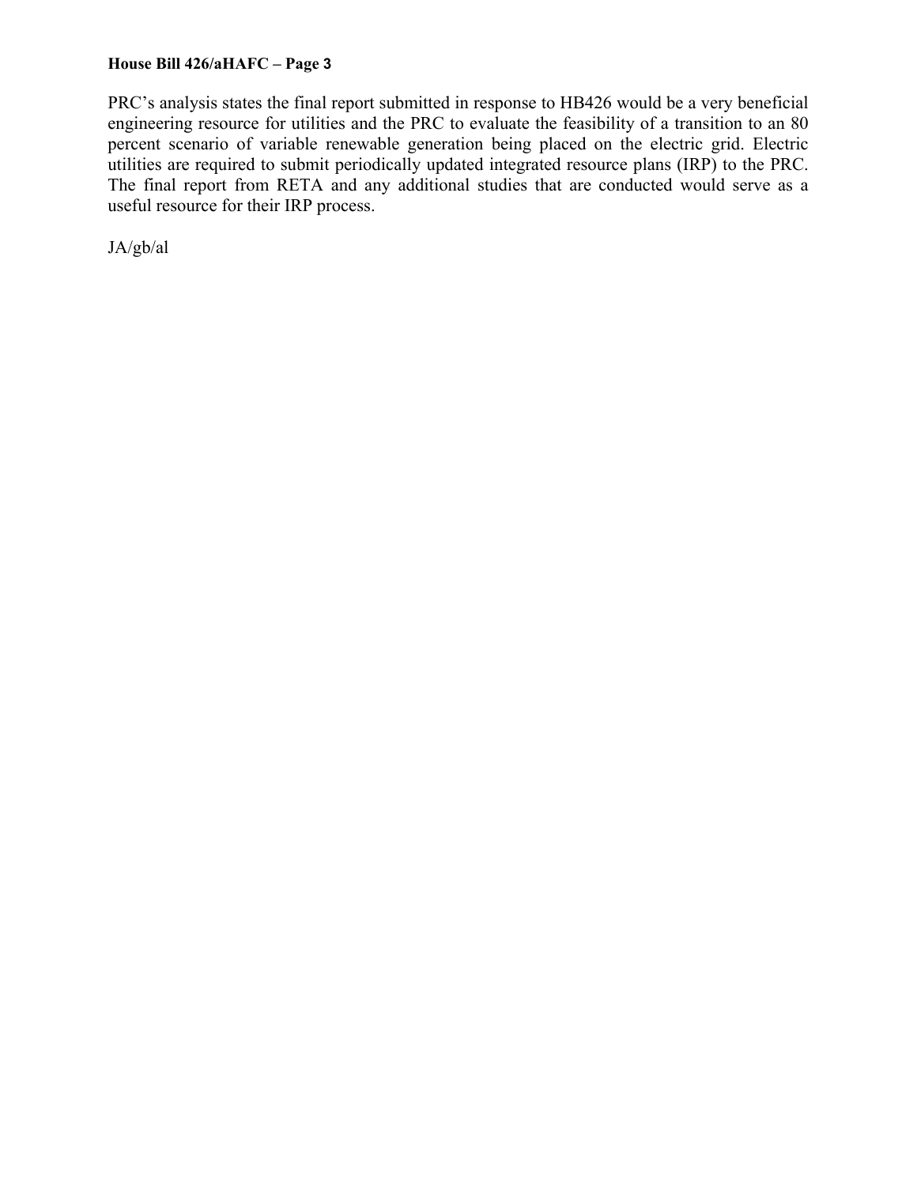PRC's analysis states the final report submitted in response to HB426 would be a very beneficial engineering resource for utilities and the PRC to evaluate the feasibility of a transition to an 80 percent scenario of variable renewable generation being placed on the electric grid. Electric utilities are required to submit periodically updated integrated resource plans (IRP) to the PRC. The final report from RETA and any additional studies that are conducted would serve as a useful resource for their IRP process.

JA/gb/al